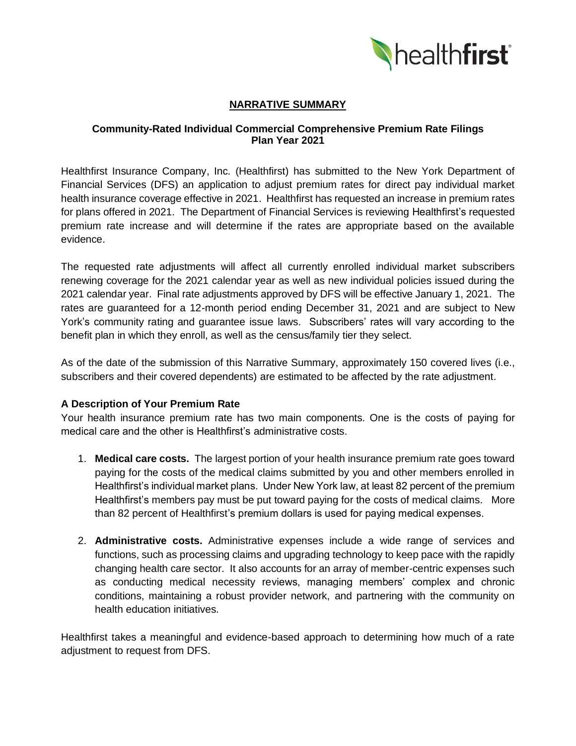# NARRATIVE SUMMARY

## Community-Rated Individual Commercial Comprehensive Premium Rate Filings
## Plan Year 2021

Healthfirst Insurance Company, Inc. (Healthfirst) has submitted to the New York Department of Financial Services (DFS) an application to adjust premium rates for direct pay individual market health insurance coverage effective in 2021. Healthfirst has requested an increase in premium rates for plans offered in 2021. The Department of Financial Services is reviewing Healthfirst's requested premium rate increase and will determine if the rates are appropriate based on the available evidence.

The requested rate adjustments will affect all currently enrolled individual market subscribers renewing coverage for the 2021 calendar year as well as new individual policies issued during the 2021 calendar year. Final rate adjustments approved by DFS will be effective January 1, 2021. The rates are guaranteed for a 12-month period ending December 31, 2021 and are subject to New York's community rating and guarantee issue laws. Subscribers' rates will vary according to the benefit plan in which they enroll, as well as the census/family tier they select.

As of the date of the submission of this Narrative Summary, approximately 150 covered lives (i.e., subscribers and their covered dependents) are estimated to be affected by the rate adjustment.

### A Description of Your Premium Rate

Your health insurance premium rate has two main components. One is the costs of paying for medical care and the other is Healthfirst's administrative costs.

1. **Medical care costs.** The largest portion of your health insurance premium rate goes toward paying for the costs of the medical claims submitted by you and other members enrolled in Healthfirst's individual market plans. Under New York law, at least 82 percent of the premium Healthfirst's members pay must be put toward paying for the costs of medical claims. More than 82 percent of Healthfirst's premium dollars is used for paying medical expenses.

2. **Administrative costs.** Administrative expenses include a wide range of services and functions, such as processing claims and upgrading technology to keep pace with the rapidly changing health care sector. It also accounts for an array of member-centric expenses such as conducting medical necessity reviews, managing members' complex and chronic conditions, maintaining a robust provider network, and partnering with the community on health education initiatives.

Healthfirst takes a meaningful and evidence-based approach to determining how much of a rate adjustment to request from DFS.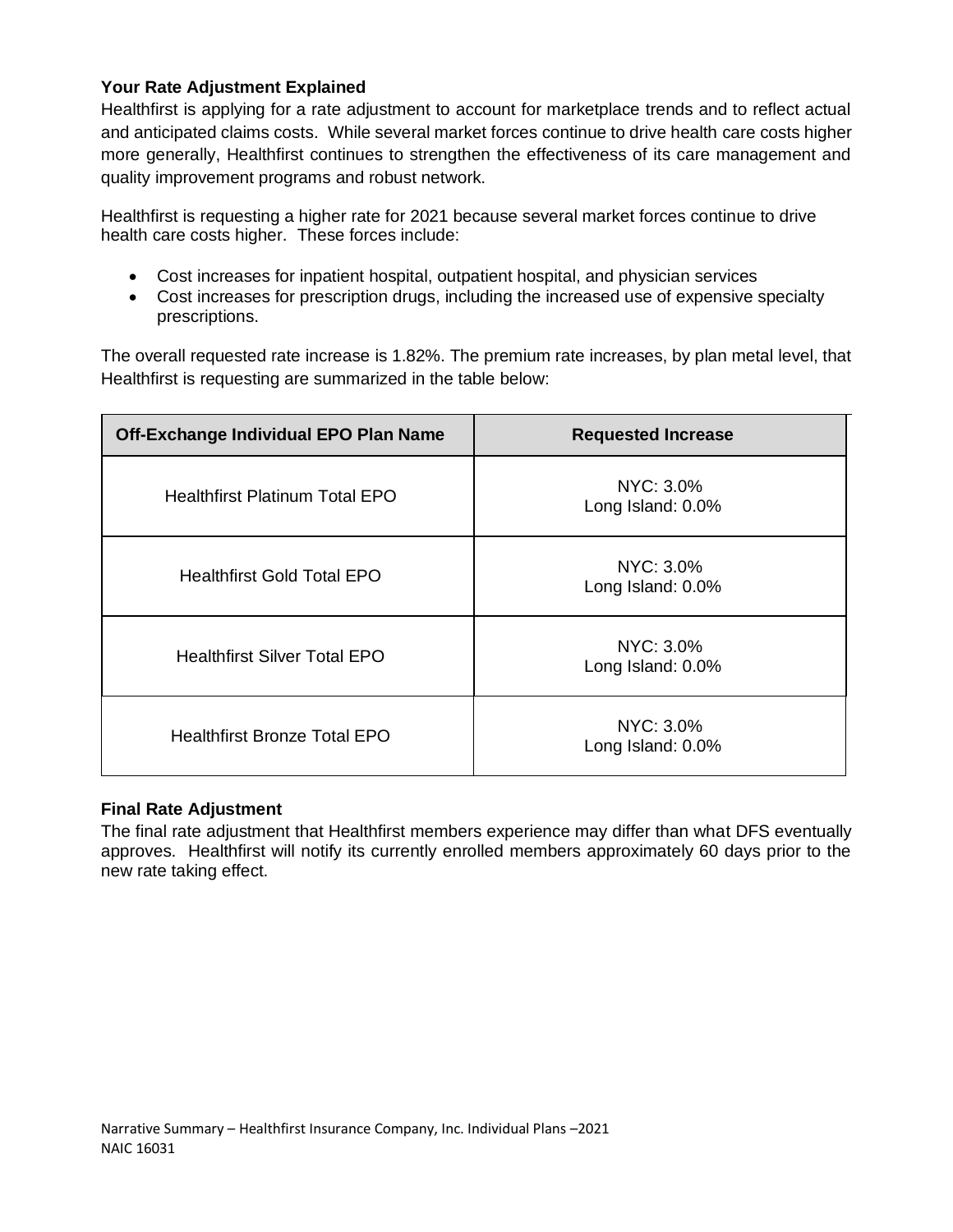**Your Rate Adjustment Explained**

Healthfirst is applying for a rate adjustment to account for marketplace trends and to reflect actual and anticipated claims costs. While several market forces continue to drive health care costs higher more generally, Healthfirst continues to strengthen the effectiveness of its care management and quality improvement programs and robust network.

Healthfirst is requesting a higher rate for 2021 because several market forces continue to drive health care costs higher. These forces include:

- Cost increases for inpatient hospital, outpatient hospital, and physician services
- Cost increases for prescription drugs, including the increased use of expensive specialty prescriptions.

The overall requested rate increase is 1.82%. The premium rate increases, by plan metal level, that Healthfirst is requesting are summarized in the table below:

| Off-Exchange Individual EPO Plan Name | Requested Increase |
|---|---|
| Healthfirst Platinum Total EPO | NYC: 3.0%<br>Long Island: 0.0% |
| Healthfirst Gold Total EPO | NYC: 3.0%<br>Long Island: 0.0% |
| Healthfirst Silver Total EPO | NYC: 3.0%<br>Long Island: 0.0% |
| Healthfirst Bronze Total EPO | NYC: 3.0%<br>Long Island: 0.0% |

**Final Rate Adjustment**

The final rate adjustment that Healthfirst members experience may differ than what DFS eventually approves. Healthfirst will notify its currently enrolled members approximately 60 days prior to the new rate taking effect.